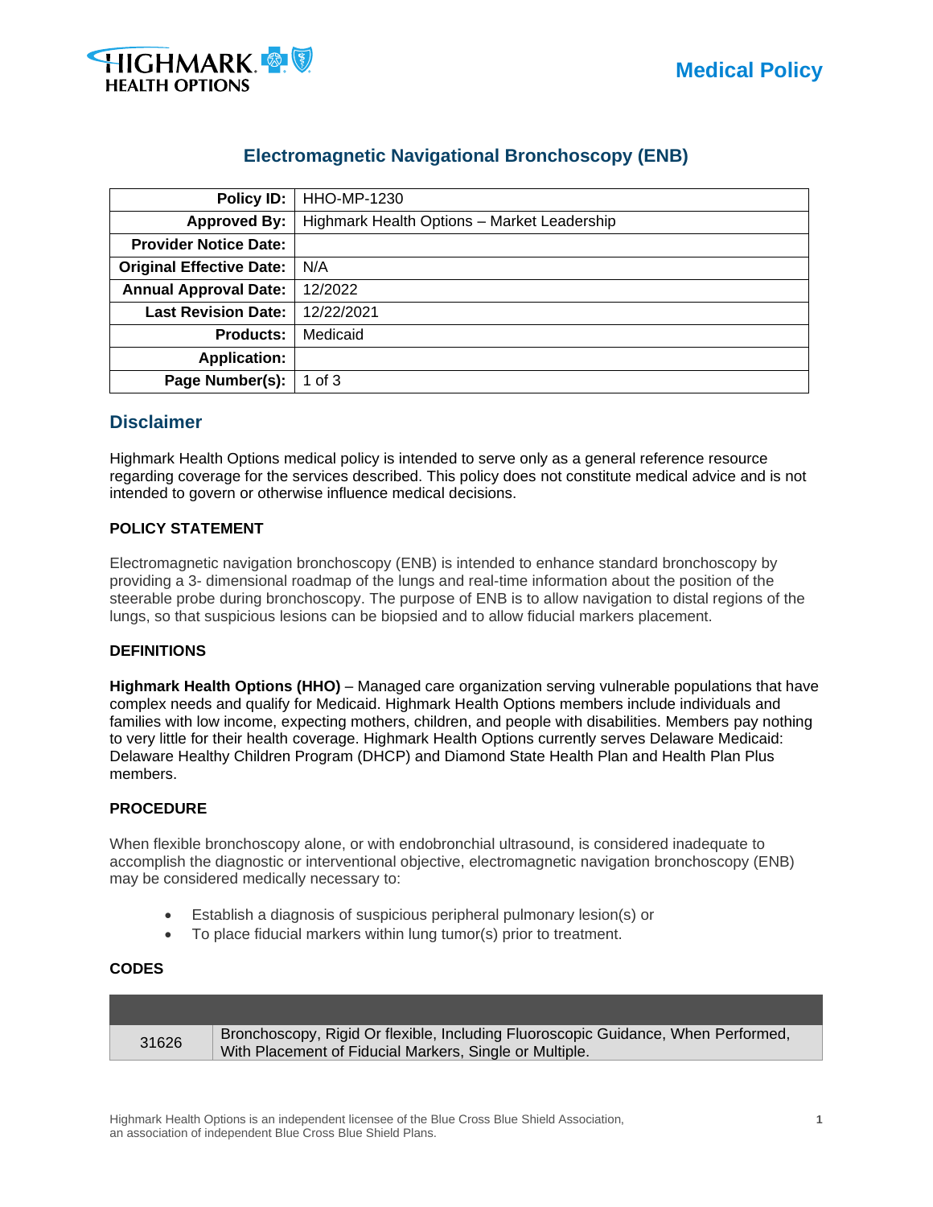# Electromagnetic Navigational Bronchoscopy (ENB)

| | |
|---:|---|
| **Policy ID:** | HHO-MP-1230 |
| **Approved By:** | Highmark Health Options – Market Leadership |
| **Provider Notice Date:** | |
| **Original Effective Date:** | N/A |
| **Annual Approval Date:** | 12/2022 |
| **Last Revision Date:** | 12/22/2021 |
| **Products:** | Medicaid |
| **Application:** | |
| **Page Number(s):** | 1 of 3 |

## Disclaimer

Highmark Health Options medical policy is intended to serve only as a general reference resource regarding coverage for the services described. This policy does not constitute medical advice and is not intended to govern or otherwise influence medical decisions.

### POLICY STATEMENT

Electromagnetic navigation bronchoscopy (ENB) is intended to enhance standard bronchoscopy by providing a 3- dimensional roadmap of the lungs and real-time information about the position of the steerable probe during bronchoscopy. The purpose of ENB is to allow navigation to distal regions of the lungs, so that suspicious lesions can be biopsied and to allow fiducial markers placement.

### DEFINITIONS

**Highmark Health Options (HHO)** – Managed care organization serving vulnerable populations that have complex needs and qualify for Medicaid. Highmark Health Options members include individuals and families with low income, expecting mothers, children, and people with disabilities. Members pay nothing to very little for their health coverage. Highmark Health Options currently serves Delaware Medicaid: Delaware Healthy Children Program (DHCP) and Diamond State Health Plan and Health Plan Plus members.

### PROCEDURE

When flexible bronchoscopy alone, or with endobronchial ultrasound, is considered inadequate to accomplish the diagnostic or interventional objective, electromagnetic navigation bronchoscopy (ENB) may be considered medically necessary to:

- Establish a diagnosis of suspicious peripheral pulmonary lesion(s) or
- To place fiducial markers within lung tumor(s) prior to treatment.

### CODES

| | |
|---|---|
| 31626 | Bronchoscopy, Rigid Or flexible, Including Fluoroscopic Guidance, When Performed, With Placement of Fiducial Markers, Single or Multiple. |

Highmark Health Options is an independent licensee of the Blue Cross Blue Shield Association, an association of independent Blue Cross Blue Shield Plans.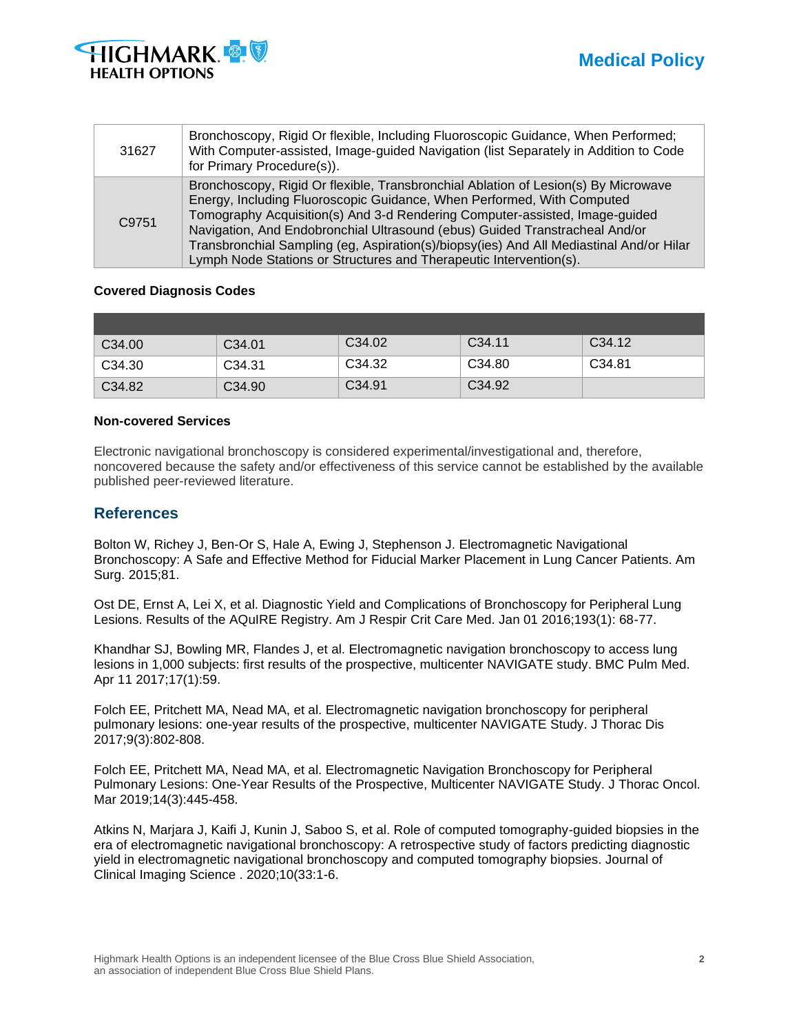| 31627 | Bronchoscopy, Rigid Or flexible, Including Fluoroscopic Guidance, When Performed; With Computer-assisted, Image-guided Navigation (list Separately in Addition to Code for Primary Procedure(s)). |
|---|---|
| C9751 | Bronchoscopy, Rigid Or flexible, Transbronchial Ablation of Lesion(s) By Microwave Energy, Including Fluoroscopic Guidance, When Performed, With Computed Tomography Acquisition(s) And 3-d Rendering Computer-assisted, Image-guided Navigation, And Endobronchial Ultrasound (ebus) Guided Transtracheal And/or Transbronchial Sampling (eg, Aspiration(s)/biopsy(ies) And All Mediastinal And/or Hilar Lymph Node Stations or Structures and Therapeutic Intervention(s). |

**Covered Diagnosis Codes**

| | | | | |
|---|---|---|---|---|
| C34.00 | C34.01 | C34.02 | C34.11 | C34.12 |
| C34.30 | C34.31 | C34.32 | C34.80 | C34.81 |
| C34.82 | C34.90 | C34.91 | C34.92 | |

**Non-covered Services**

Electronic navigational bronchoscopy is considered experimental/investigational and, therefore, noncovered because the safety and/or effectiveness of this service cannot be established by the available published peer-reviewed literature.

## References

Bolton W, Richey J, Ben-Or S, Hale A, Ewing J, Stephenson J. Electromagnetic Navigational Bronchoscopy: A Safe and Effective Method for Fiducial Marker Placement in Lung Cancer Patients. Am Surg. 2015;81.

Ost DE, Ernst A, Lei X, et al. Diagnostic Yield and Complications of Bronchoscopy for Peripheral Lung Lesions. Results of the AQuIRE Registry. Am J Respir Crit Care Med. Jan 01 2016;193(1): 68-77.

Khandhar SJ, Bowling MR, Flandes J, et al. Electromagnetic navigation bronchoscopy to access lung lesions in 1,000 subjects: first results of the prospective, multicenter NAVIGATE study. BMC Pulm Med. Apr 11 2017;17(1):59.

Folch EE, Pritchett MA, Nead MA, et al. Electromagnetic navigation bronchoscopy for peripheral pulmonary lesions: one-year results of the prospective, multicenter NAVIGATE Study. J Thorac Dis 2017;9(3):802-808.

Folch EE, Pritchett MA, Nead MA, et al. Electromagnetic Navigation Bronchoscopy for Peripheral Pulmonary Lesions: One-Year Results of the Prospective, Multicenter NAVIGATE Study. J Thorac Oncol. Mar 2019;14(3):445-458.

Atkins N, Marjara J, Kaifi J, Kunin J, Saboo S, et al. Role of computed tomography-guided biopsies in the era of electromagnetic navigational bronchoscopy: A retrospective study of factors predicting diagnostic yield in electromagnetic navigational bronchoscopy and computed tomography biopsies. Journal of Clinical Imaging Science . 2020;10(33:1-6.

Highmark Health Options is an independent licensee of the Blue Cross Blue Shield Association, an association of independent Blue Cross Blue Shield Plans.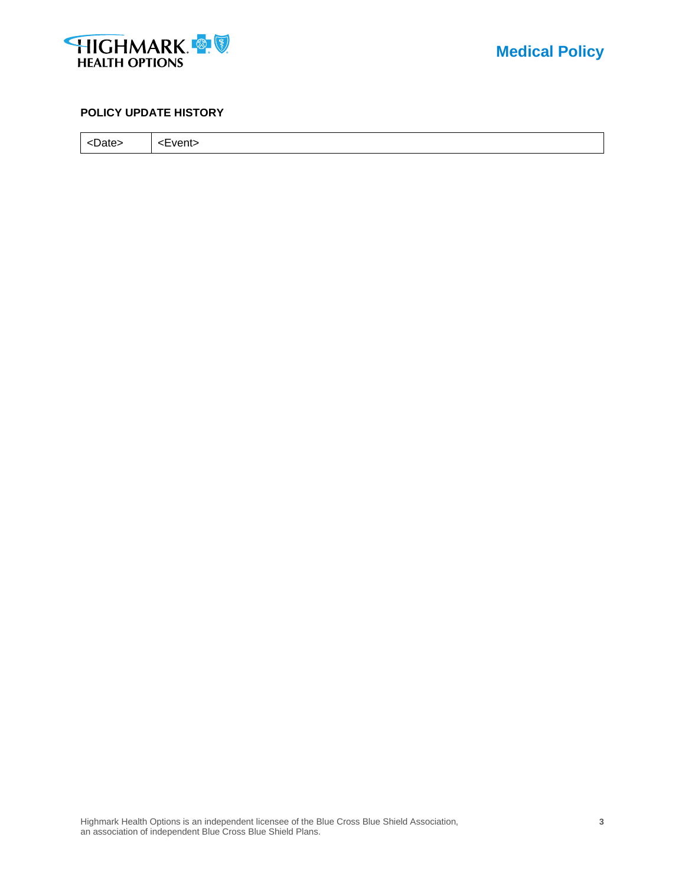## POLICY UPDATE HISTORY

| | |
|---|---|
| <Date> | <Event> |